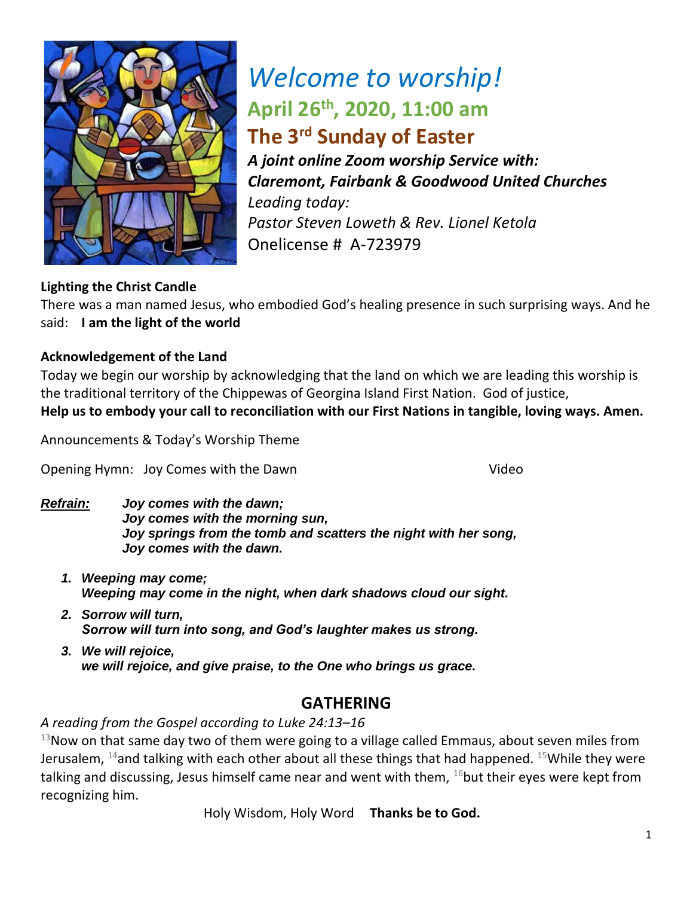# *Welcome to worship!*

## April 26th, 2020, 11:00 am

## The 3rd Sunday of Easter

***A joint online Zoom worship Service with:***
***Claremont, Fairbank & Goodwood United Churches***
*Leading today:*
*Pastor Steven Loweth & Rev. Lionel Ketola*
Onelicense # A-723979

**Lighting the Christ Candle**

There was a man named Jesus, who embodied God's healing presence in such surprising ways. And he said: **I am the light of the world**

**Acknowledgement of the Land**

Today we begin our worship by acknowledging that the land on which we are leading this worship is the traditional territory of the Chippewas of Georgina Island First Nation. God of justice,
**Help us to embody your call to reconciliation with our First Nations in tangible, loving ways. Amen.**

Announcements & Today's Worship Theme

Opening Hymn: Joy Comes with the Dawn — Video

***Refrain:***
***Joy comes with the dawn;***
***Joy comes with the morning sun,***
***Joy springs from the tomb and scatters the night with her song,***
***Joy comes with the dawn.***

1. ***Weeping may come;***
   ***Weeping may come in the night, when dark shadows cloud our sight.***
2. ***Sorrow will turn,***
   ***Sorrow will turn into song, and God's laughter makes us strong.***
3. ***We will rejoice,***
   ***we will rejoice, and give praise, to the One who brings us grace.***

## GATHERING

*A reading from the Gospel according to Luke 24:13–16*

[13]Now on that same day two of them were going to a village called Emmaus, about seven miles from Jerusalem, [14]and talking with each other about all these things that had happened. [15]While they were talking and discussing, Jesus himself came near and went with them, [16]but their eyes were kept from recognizing him.

Holy Wisdom, Holy Word **Thanks be to God.**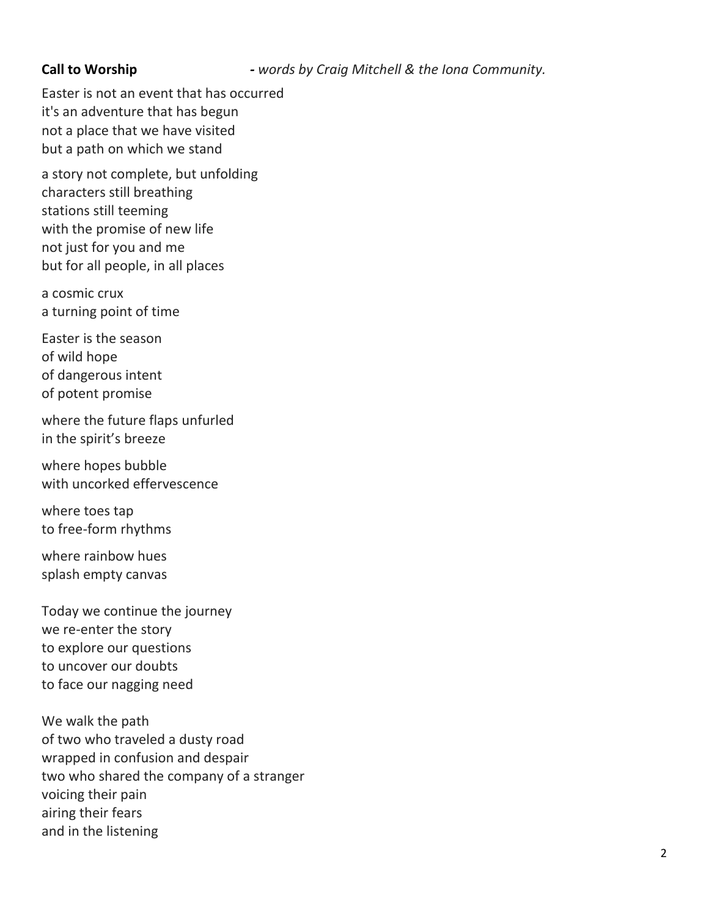**Call to Worship** - *words by Craig Mitchell & the Iona Community.*

Easter is not an event that has occurred
it's an adventure that has begun
not a place that we have visited
but a path on which we stand

a story not complete, but unfolding
characters still breathing
stations still teeming
with the promise of new life
not just for you and me
but for all people, in all places

a cosmic crux
a turning point of time

Easter is the season
of wild hope
of dangerous intent
of potent promise

where the future flaps unfurled
in the spirit's breeze

where hopes bubble
with uncorked effervescence

where toes tap
to free-form rhythms

where rainbow hues
splash empty canvas

Today we continue the journey
we re-enter the story
to explore our questions
to uncover our doubts
to face our nagging need

We walk the path
of two who traveled a dusty road
wrapped in confusion and despair
two who shared the company of a stranger
voicing their pain
airing their fears
and in the listening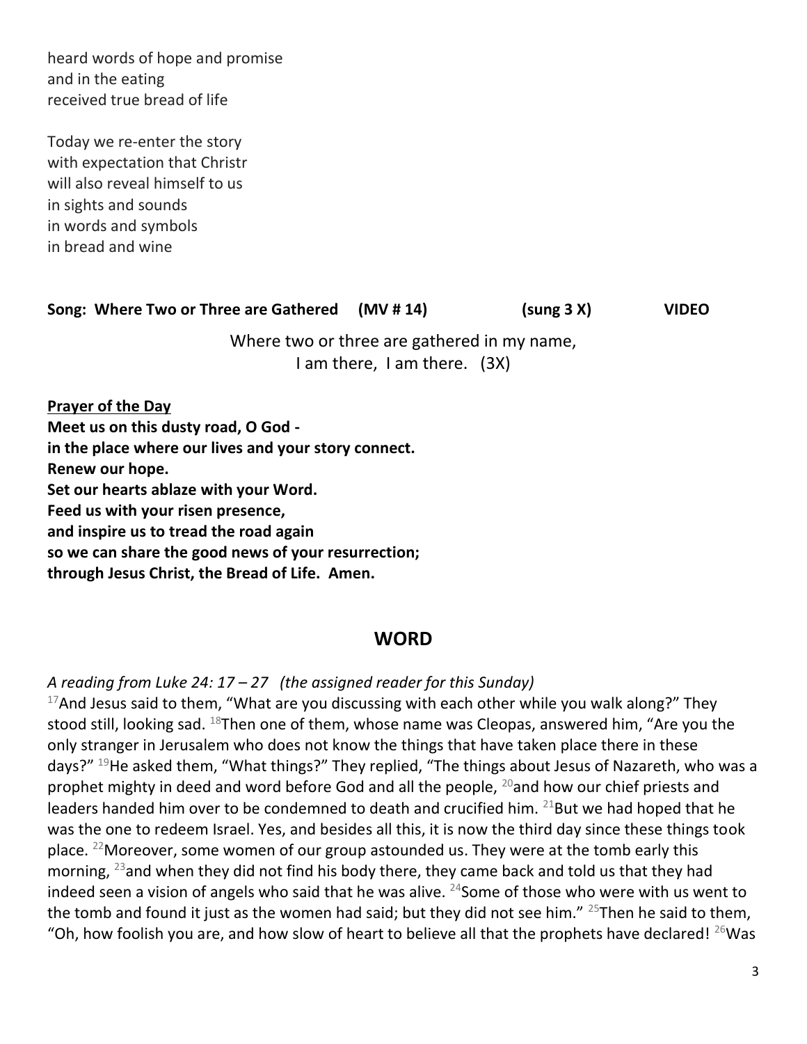heard words of hope and promise
and in the eating
received true bread of life

Today we re-enter the story
with expectation that Christr
will also reveal himself to us
in sights and sounds
in words and symbols
in bread and wine

**Song: Where Two or Three are Gathered (MV # 14) (sung 3 X) VIDEO**

Where two or three are gathered in my name,
I am there, I am there. (3X)

**Prayer of the Day**

**Meet us on this dusty road, O God -**
**in the place where our lives and your story connect.**
**Renew our hope.**
**Set our hearts ablaze with your Word.**
**Feed us with your risen presence,**
**and inspire us to tread the road again**
**so we can share the good news of your resurrection;**
**through Jesus Christ, the Bread of Life. Amen.**

## WORD

*A reading from Luke 24: 17 – 27 (the assigned reader for this Sunday)*

[17]And Jesus said to them, "What are you discussing with each other while you walk along?" They stood still, looking sad. [18]Then one of them, whose name was Cleopas, answered him, "Are you the only stranger in Jerusalem who does not know the things that have taken place there in these days?" [19]He asked them, "What things?" They replied, "The things about Jesus of Nazareth, who was a prophet mighty in deed and word before God and all the people, [20]and how our chief priests and leaders handed him over to be condemned to death and crucified him. [21]But we had hoped that he was the one to redeem Israel. Yes, and besides all this, it is now the third day since these things took place. [22]Moreover, some women of our group astounded us. They were at the tomb early this morning, [23]and when they did not find his body there, they came back and told us that they had indeed seen a vision of angels who said that he was alive. [24]Some of those who were with us went to the tomb and found it just as the women had said; but they did not see him." [25]Then he said to them, "Oh, how foolish you are, and how slow of heart to believe all that the prophets have declared! [26]Was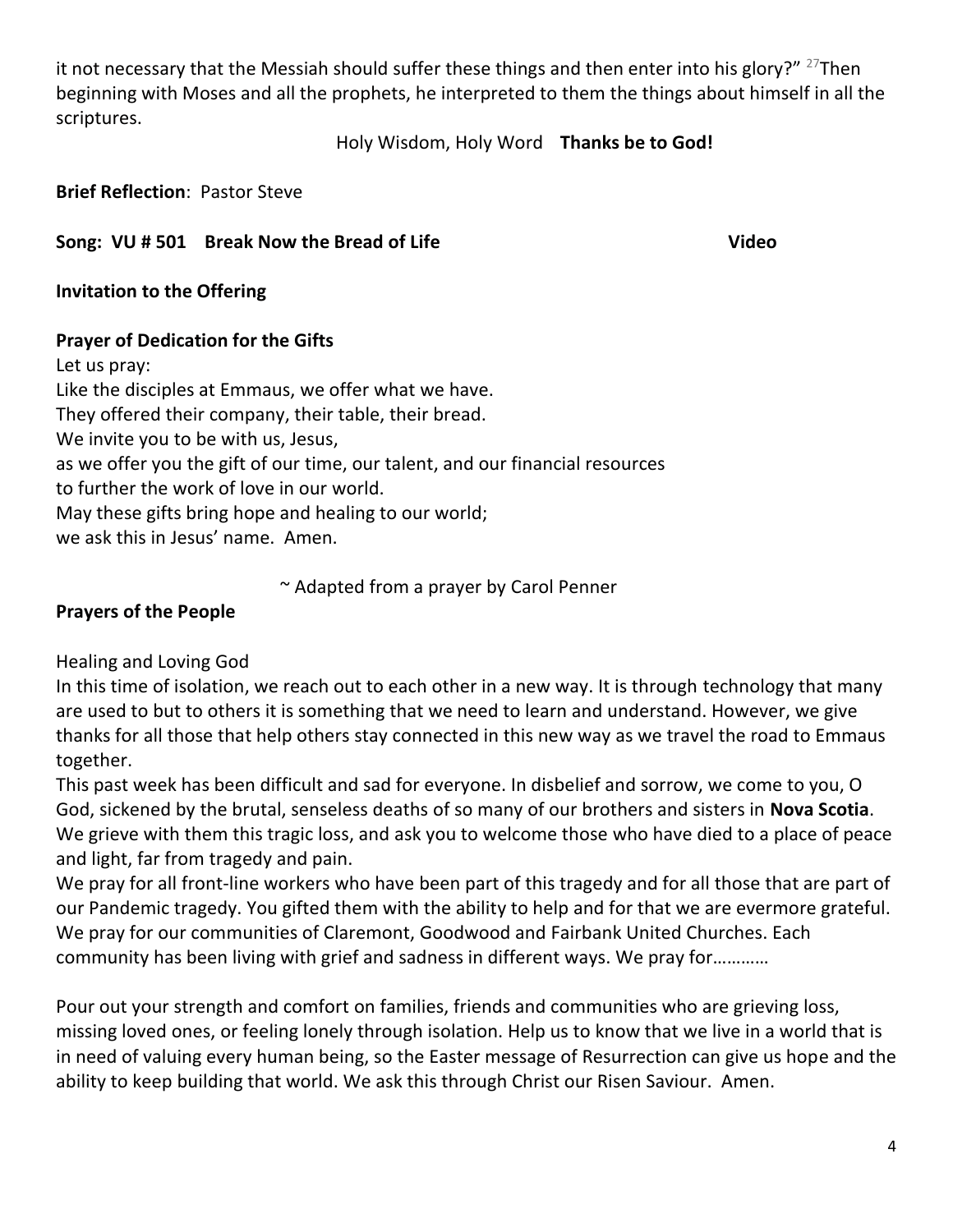it not necessary that the Messiah should suffer these things and then enter into his glory?" [27]Then beginning with Moses and all the prophets, he interpreted to them the things about himself in all the scriptures.

Holy Wisdom, Holy Word **Thanks be to God!**

**Brief Reflection**: Pastor Steve

**Song: VU # 501 Break Now the Bread of Life** **Video**

**Invitation to the Offering**

**Prayer of Dedication for the Gifts**

Let us pray:
Like the disciples at Emmaus, we offer what we have.
They offered their company, their table, their bread.
We invite you to be with us, Jesus,
as we offer you the gift of our time, our talent, and our financial resources
to further the work of love in our world.
May these gifts bring hope and healing to our world;
we ask this in Jesus' name. Amen.

~ Adapted from a prayer by Carol Penner

**Prayers of the People**

Healing and Loving God
In this time of isolation, we reach out to each other in a new way. It is through technology that many are used to but to others it is something that we need to learn and understand. However, we give thanks for all those that help others stay connected in this new way as we travel the road to Emmaus together.
This past week has been difficult and sad for everyone. In disbelief and sorrow, we come to you, O God, sickened by the brutal, senseless deaths of so many of our brothers and sisters in **Nova Scotia**. We grieve with them this tragic loss, and ask you to welcome those who have died to a place of peace and light, far from tragedy and pain.
We pray for all front-line workers who have been part of this tragedy and for all those that are part of our Pandemic tragedy. You gifted them with the ability to help and for that we are evermore grateful. We pray for our communities of Claremont, Goodwood and Fairbank United Churches. Each community has been living with grief and sadness in different ways. We pray for…………

Pour out your strength and comfort on families, friends and communities who are grieving loss, missing loved ones, or feeling lonely through isolation. Help us to know that we live in a world that is in need of valuing every human being, so the Easter message of Resurrection can give us hope and the ability to keep building that world. We ask this through Christ our Risen Saviour. Amen.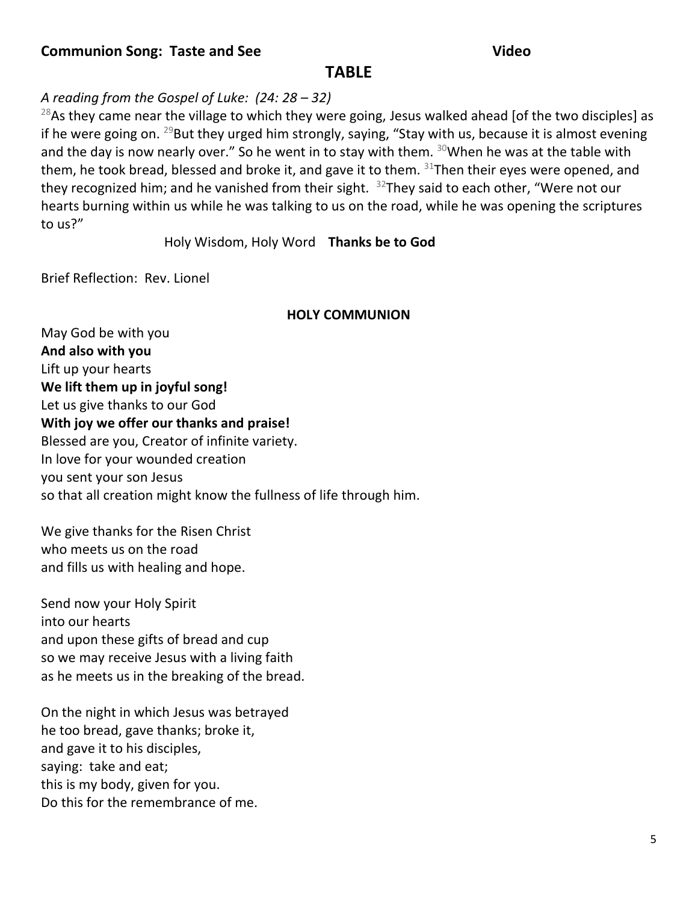**Communion Song: Taste and See** **Video**

## TABLE

*A reading from the Gospel of Luke: (24: 28 – 32)*

[28]As they came near the village to which they were going, Jesus walked ahead [of the two disciples] as if he were going on. [29]But they urged him strongly, saying, "Stay with us, because it is almost evening and the day is now nearly over." So he went in to stay with them. [30]When he was at the table with them, he took bread, blessed and broke it, and gave it to them. [31]Then their eyes were opened, and they recognized him; and he vanished from their sight. [32]They said to each other, "Were not our hearts burning within us while he was talking to us on the road, while he was opening the scriptures to us?"

Holy Wisdom, Holy Word **Thanks be to God**

Brief Reflection: Rev. Lionel

**HOLY COMMUNION**

May God be with you
**And also with you**
Lift up your hearts
**We lift them up in joyful song!**
Let us give thanks to our God
**With joy we offer our thanks and praise!**
Blessed are you, Creator of infinite variety.
In love for your wounded creation
you sent your son Jesus
so that all creation might know the fullness of life through him.

We give thanks for the Risen Christ
who meets us on the road
and fills us with healing and hope.

Send now your Holy Spirit
into our hearts
and upon these gifts of bread and cup
so we may receive Jesus with a living faith
as he meets us in the breaking of the bread.

On the night in which Jesus was betrayed
he too bread, gave thanks; broke it,
and gave it to his disciples,
saying: take and eat;
this is my body, given for you.
Do this for the remembrance of me.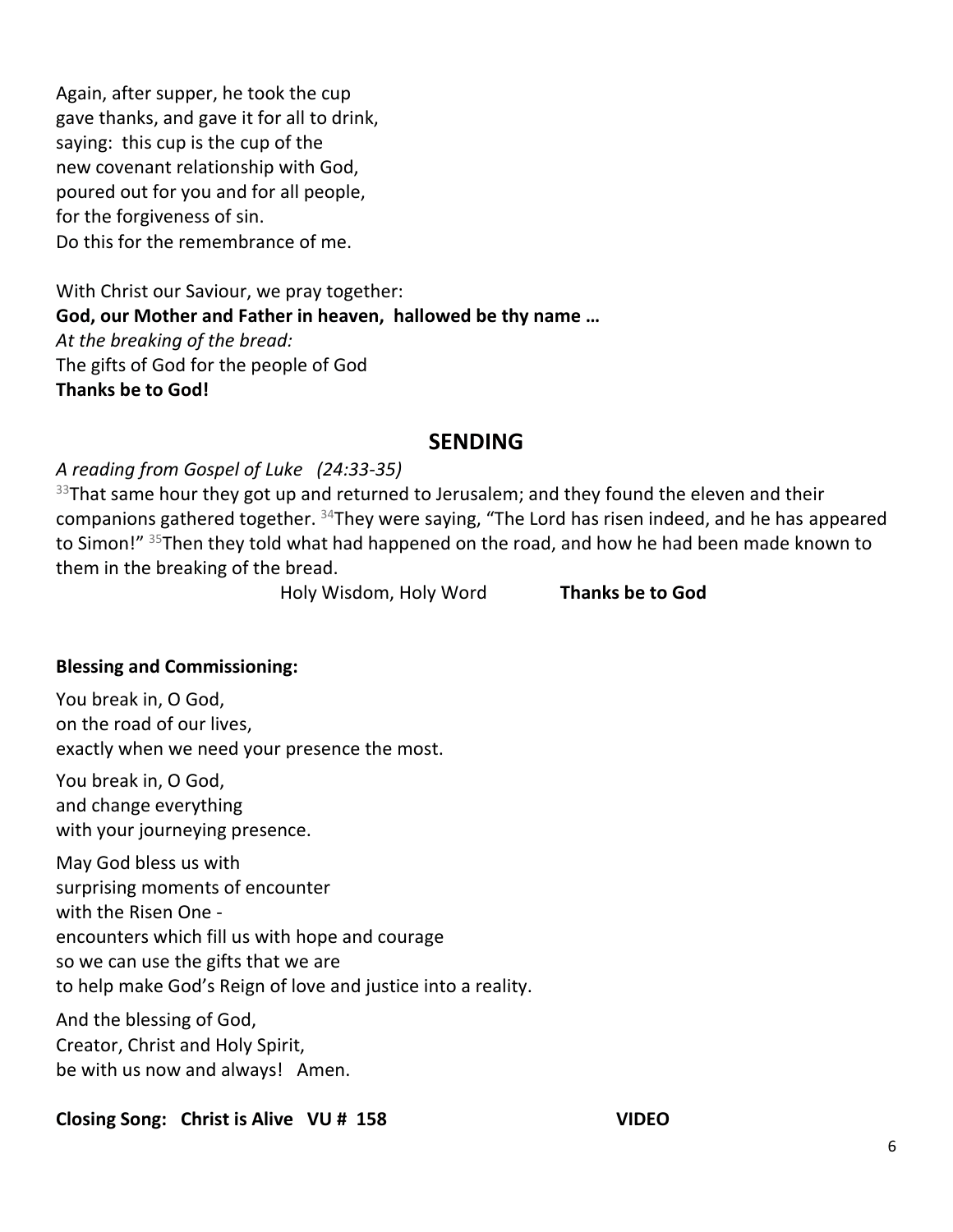Again, after supper, he took the cup
gave thanks, and gave it for all to drink,
saying: this cup is the cup of the
new covenant relationship with God,
poured out for you and for all people,
for the forgiveness of sin.
Do this for the remembrance of me.

With Christ our Saviour, we pray together:
**God, our Mother and Father in heaven, hallowed be thy name …**
*At the breaking of the bread:*
The gifts of God for the people of God
**Thanks be to God!**

## SENDING

*A reading from Gospel of Luke (24:33-35)*
[33]That same hour they got up and returned to Jerusalem; and they found the eleven and their companions gathered together. [34]They were saying, "The Lord has risen indeed, and he has appeared to Simon!" [35]Then they told what had happened on the road, and how he had been made known to them in the breaking of the bread.

Holy Wisdom, Holy Word **Thanks be to God**

**Blessing and Commissioning:**

You break in, O God,
on the road of our lives,
exactly when we need your presence the most.

You break in, O God,
and change everything
with your journeying presence.

May God bless us with
surprising moments of encounter
with the Risen One -
encounters which fill us with hope and courage
so we can use the gifts that we are
to help make God's Reign of love and justice into a reality.

And the blessing of God,
Creator, Christ and Holy Spirit,
be with us now and always! Amen.

**Closing Song: Christ is Alive VU # 158** **VIDEO**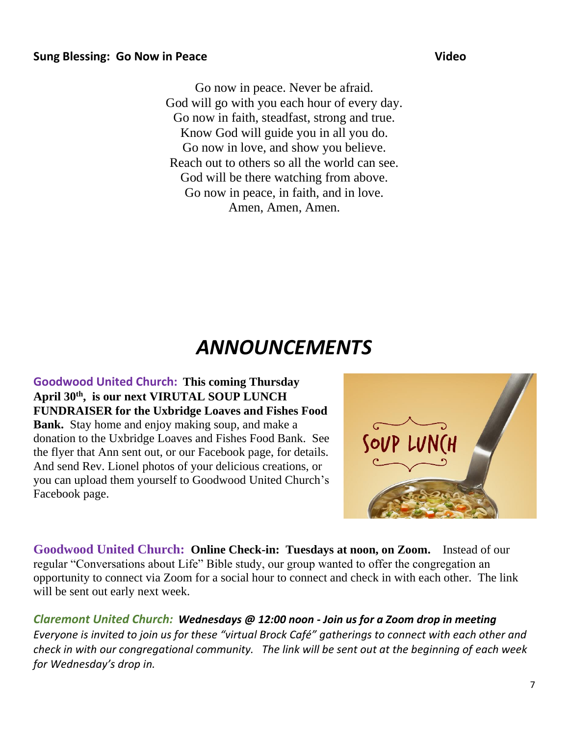**Sung Blessing: Go Now in Peace** **Video**

Go now in peace. Never be afraid.
God will go with you each hour of every day.
Go now in faith, steadfast, strong and true.
Know God will guide you in all you do.
Go now in love, and show you believe.
Reach out to others so all the world can see.
God will be there watching from above.
Go now in peace, in faith, and in love.
Amen, Amen, Amen.

# *ANNOUNCEMENTS*

**Goodwood United Church: This coming Thursday April 30th, is our next VIRUTAL SOUP LUNCH FUNDRAISER for the Uxbridge Loaves and Fishes Food Bank.** Stay home and enjoy making soup, and make a donation to the Uxbridge Loaves and Fishes Food Bank. See the flyer that Ann sent out, or our Facebook page, for details. And send Rev. Lionel photos of your delicious creations, or you can upload them yourself to Goodwood United Church's Facebook page.

**Goodwood United Church: Online Check-in: Tuesdays at noon, on Zoom.** Instead of our regular "Conversations about Life" Bible study, our group wanted to offer the congregation an opportunity to connect via Zoom for a social hour to connect and check in with each other. The link will be sent out early next week.

***Claremont United Church: Wednesdays @ 12:00 noon - Join us for a Zoom drop in meeting***
*Everyone is invited to join us for these "virtual Brock Café" gatherings to connect with each other and check in with our congregational community. The link will be sent out at the beginning of each week for Wednesday's drop in.*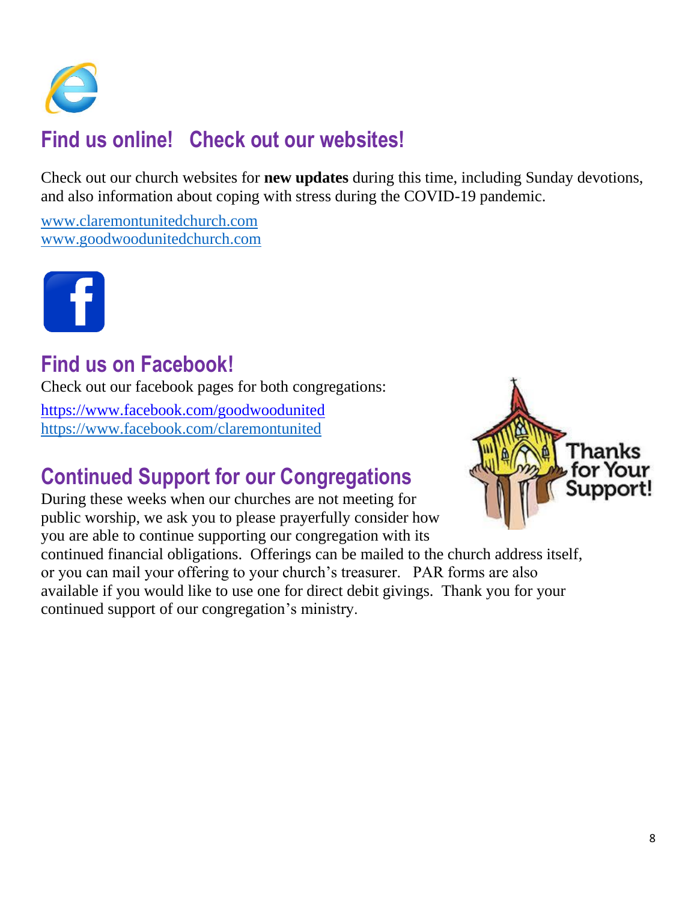## Find us online! Check out our websites!

Check out our church websites for **new updates** during this time, including Sunday devotions, and also information about coping with stress during the COVID-19 pandemic.

www.claremontunitedchurch.com
www.goodwoodunitedchurch.com

## Find us on Facebook!

Check out our facebook pages for both congregations:

https://www.facebook.com/goodwoodunited
https://www.facebook.com/claremontunited

## Continued Support for our Congregations

During these weeks when our churches are not meeting for public worship, we ask you to please prayerfully consider how you are able to continue supporting our congregation with its continued financial obligations. Offerings can be mailed to the church address itself, or you can mail your offering to your church's treasurer. PAR forms are also available if you would like to use one for direct debit givings. Thank you for your continued support of our congregation's ministry.